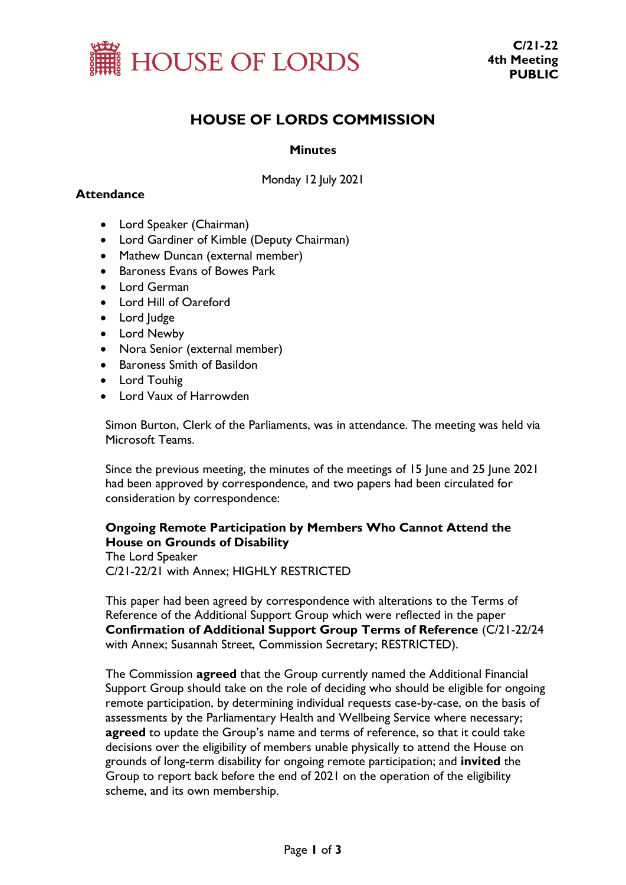HOUSE OF LORDS

**C/21-22**
**4th Meeting**
**PUBLIC**

# HOUSE OF LORDS COMMISSION

## Minutes

Monday 12 July 2021

### Attendance

- Lord Speaker (Chairman)
- Lord Gardiner of Kimble (Deputy Chairman)
- Mathew Duncan (external member)
- Baroness Evans of Bowes Park
- Lord German
- Lord Hill of Oareford
- Lord Judge
- Lord Newby
- Nora Senior (external member)
- Baroness Smith of Basildon
- Lord Touhig
- Lord Vaux of Harrowden

Simon Burton, Clerk of the Parliaments, was in attendance. The meeting was held via Microsoft Teams.

Since the previous meeting, the minutes of the meetings of 15 June and 25 June 2021 had been approved by correspondence, and two papers had been circulated for consideration by correspondence:

**Ongoing Remote Participation by Members Who Cannot Attend the House on Grounds of Disability**
The Lord Speaker
C/21-22/21 with Annex; HIGHLY RESTRICTED

This paper had been agreed by correspondence with alterations to the Terms of Reference of the Additional Support Group which were reflected in the paper **Confirmation of Additional Support Group Terms of Reference** (C/21-22/24 with Annex; Susannah Street, Commission Secretary; RESTRICTED).

The Commission **agreed** that the Group currently named the Additional Financial Support Group should take on the role of deciding who should be eligible for ongoing remote participation, by determining individual requests case-by-case, on the basis of assessments by the Parliamentary Health and Wellbeing Service where necessary; **agreed** to update the Group's name and terms of reference, so that it could take decisions over the eligibility of members unable physically to attend the House on grounds of long-term disability for ongoing remote participation; and **invited** the Group to report back before the end of 2021 on the operation of the eligibility scheme, and its own membership.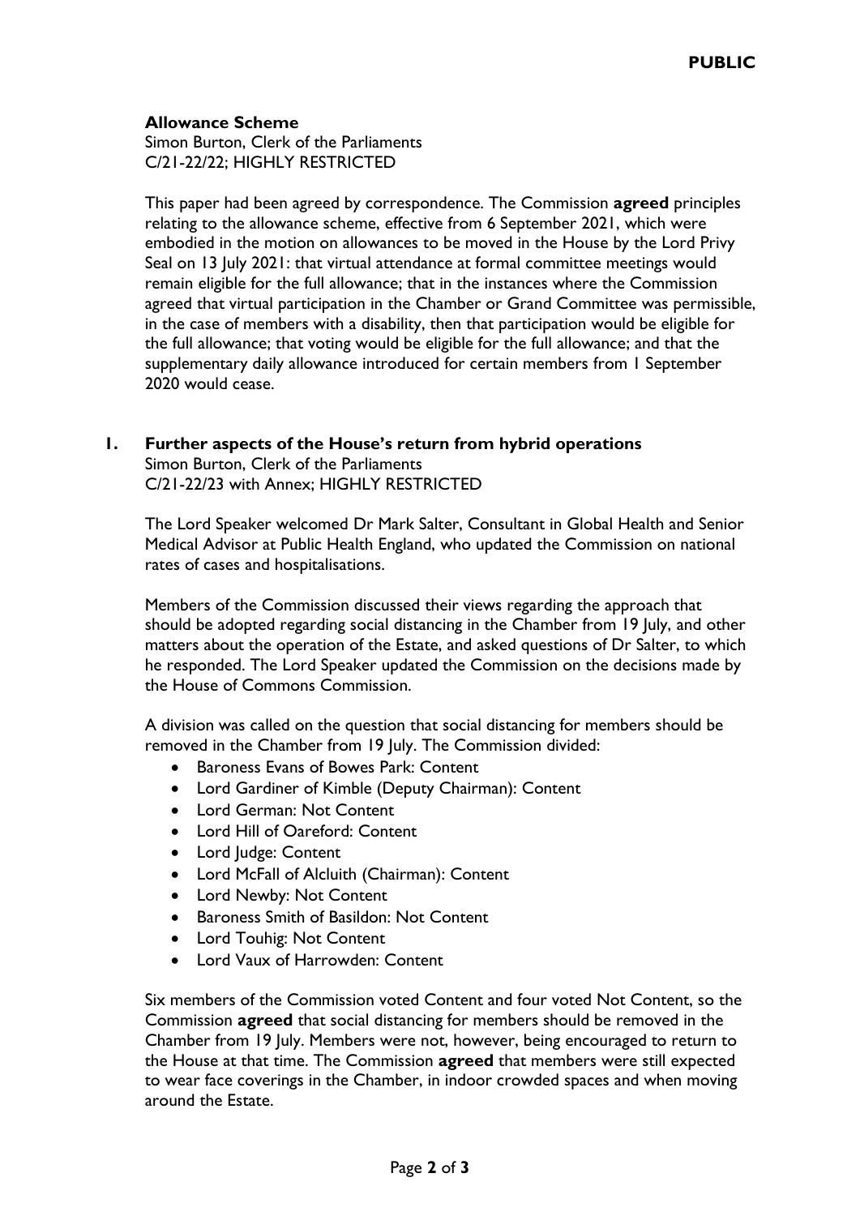**Allowance Scheme**
Simon Burton, Clerk of the Parliaments
C/21-22/22; HIGHLY RESTRICTED

This paper had been agreed by correspondence. The Commission **agreed** principles relating to the allowance scheme, effective from 6 September 2021, which were embodied in the motion on allowances to be moved in the House by the Lord Privy Seal on 13 July 2021: that virtual attendance at formal committee meetings would remain eligible for the full allowance; that in the instances where the Commission agreed that virtual participation in the Chamber or Grand Committee was permissible, in the case of members with a disability, then that participation would be eligible for the full allowance; that voting would be eligible for the full allowance; and that the supplementary daily allowance introduced for certain members from 1 September 2020 would cease.

## 1. Further aspects of the House's return from hybrid operations

Simon Burton, Clerk of the Parliaments
C/21-22/23 with Annex; HIGHLY RESTRICTED

The Lord Speaker welcomed Dr Mark Salter, Consultant in Global Health and Senior Medical Advisor at Public Health England, who updated the Commission on national rates of cases and hospitalisations.

Members of the Commission discussed their views regarding the approach that should be adopted regarding social distancing in the Chamber from 19 July, and other matters about the operation of the Estate, and asked questions of Dr Salter, to which he responded. The Lord Speaker updated the Commission on the decisions made by the House of Commons Commission.

A division was called on the question that social distancing for members should be removed in the Chamber from 19 July. The Commission divided:

- Baroness Evans of Bowes Park: Content
- Lord Gardiner of Kimble (Deputy Chairman): Content
- Lord German: Not Content
- Lord Hill of Oareford: Content
- Lord Judge: Content
- Lord McFall of Alcluith (Chairman): Content
- Lord Newby: Not Content
- Baroness Smith of Basildon: Not Content
- Lord Touhig: Not Content
- Lord Vaux of Harrowden: Content

Six members of the Commission voted Content and four voted Not Content, so the Commission **agreed** that social distancing for members should be removed in the Chamber from 19 July. Members were not, however, being encouraged to return to the House at that time. The Commission **agreed** that members were still expected to wear face coverings in the Chamber, in indoor crowded spaces and when moving around the Estate.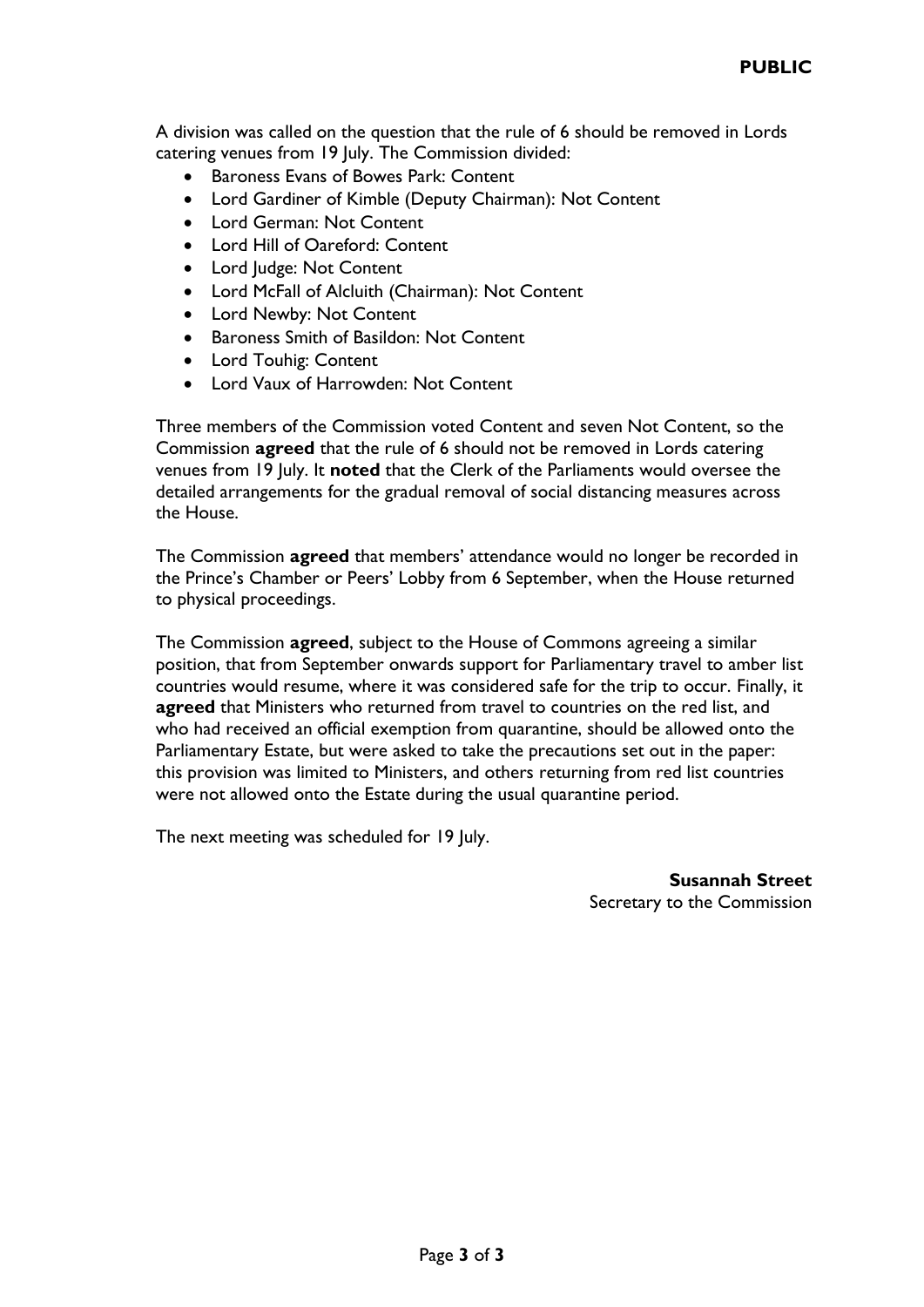**PUBLIC**

A division was called on the question that the rule of 6 should be removed in Lords catering venues from 19 July. The Commission divided:

- Baroness Evans of Bowes Park: Content
- Lord Gardiner of Kimble (Deputy Chairman): Not Content
- Lord German: Not Content
- Lord Hill of Oareford: Content
- Lord Judge: Not Content
- Lord McFall of Alcluith (Chairman): Not Content
- Lord Newby: Not Content
- Baroness Smith of Basildon: Not Content
- Lord Touhig: Content
- Lord Vaux of Harrowden: Not Content

Three members of the Commission voted Content and seven Not Content, so the Commission **agreed** that the rule of 6 should not be removed in Lords catering venues from 19 July. It **noted** that the Clerk of the Parliaments would oversee the detailed arrangements for the gradual removal of social distancing measures across the House.

The Commission **agreed** that members' attendance would no longer be recorded in the Prince's Chamber or Peers' Lobby from 6 September, when the House returned to physical proceedings.

The Commission **agreed**, subject to the House of Commons agreeing a similar position, that from September onwards support for Parliamentary travel to amber list countries would resume, where it was considered safe for the trip to occur. Finally, it **agreed** that Ministers who returned from travel to countries on the red list, and who had received an official exemption from quarantine, should be allowed onto the Parliamentary Estate, but were asked to take the precautions set out in the paper: this provision was limited to Ministers, and others returning from red list countries were not allowed onto the Estate during the usual quarantine period.

The next meeting was scheduled for 19 July.

**Susannah Street**
Secretary to the Commission